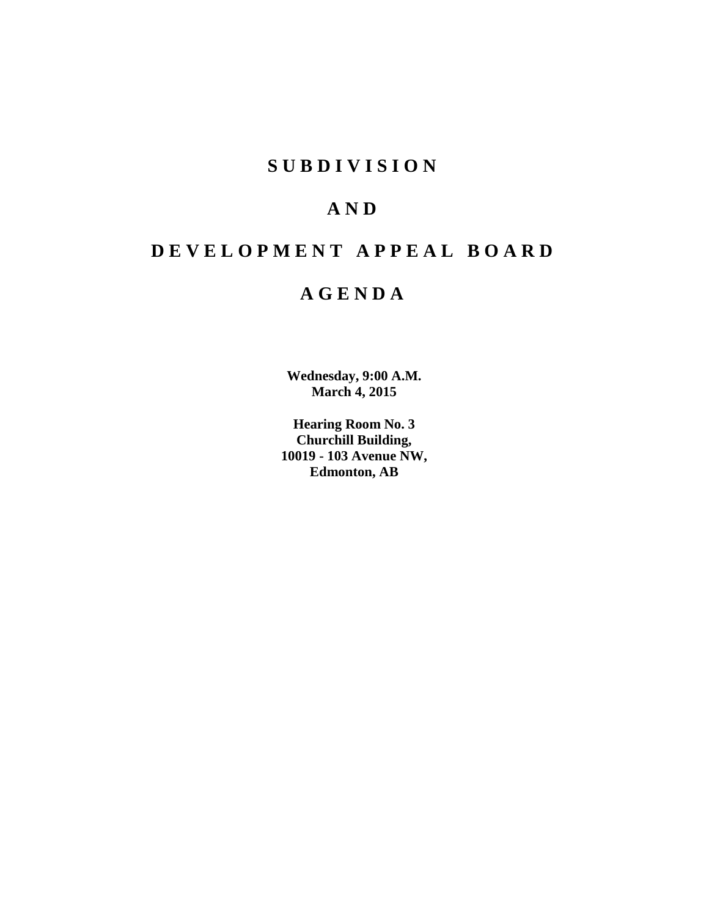# SUBDIVISION

# AND

# DEVELOPMENT APPEAL BOARD

# AGENDA

**Wednesday, 9:00 A.M.**
**March 4, 2015**

**Hearing Room No. 3**
**Churchill Building,**
**10019 - 103 Avenue NW,**
**Edmonton, AB**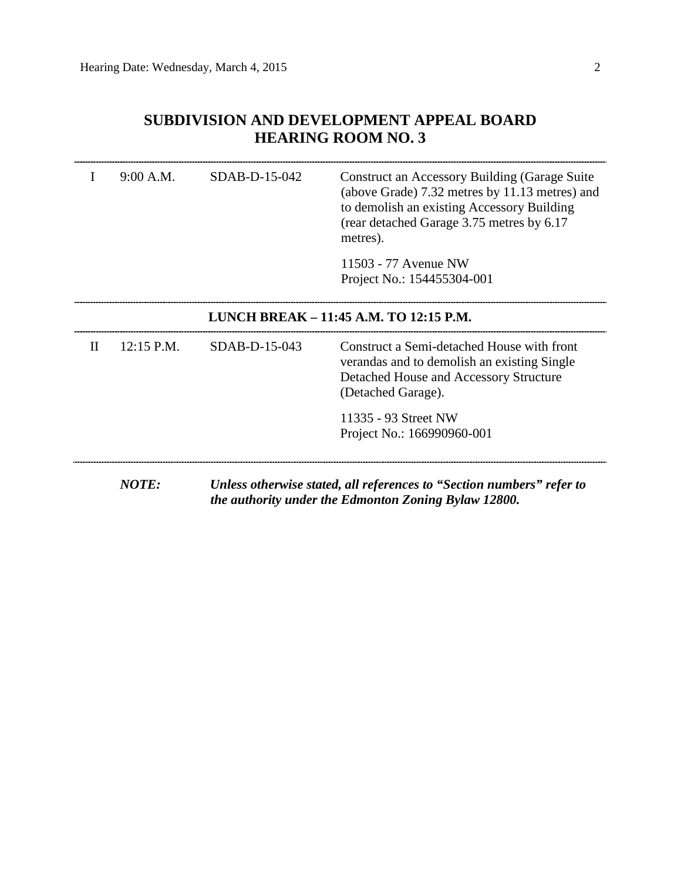# SUBDIVISION AND DEVELOPMENT APPEAL BOARD
# HEARING ROOM NO. 3

| | | | |
|---|---|---|---|
| I | 9:00 A.M. | SDAB-D-15-042 | Construct an Accessory Building (Garage Suite (above Grade) 7.32 metres by 11.13 metres) and to demolish an existing Accessory Building (rear detached Garage 3.75 metres by 6.17 metres).<br><br>11503 - 77 Avenue NW<br>Project No.: 154455304-001 |

**LUNCH BREAK – 11:45 A.M. TO 12:15 P.M.**

| | | | |
|---|---|---|---|
| II | 12:15 P.M. | SDAB-D-15-043 | Construct a Semi-detached House with front verandas and to demolish an existing Single Detached House and Accessory Structure (Detached Garage).<br><br>11335 - 93 Street NW<br>Project No.: 166990960-001 |

***NOTE:*** ***Unless otherwise stated, all references to "Section numbers" refer to the authority under the Edmonton Zoning Bylaw 12800.***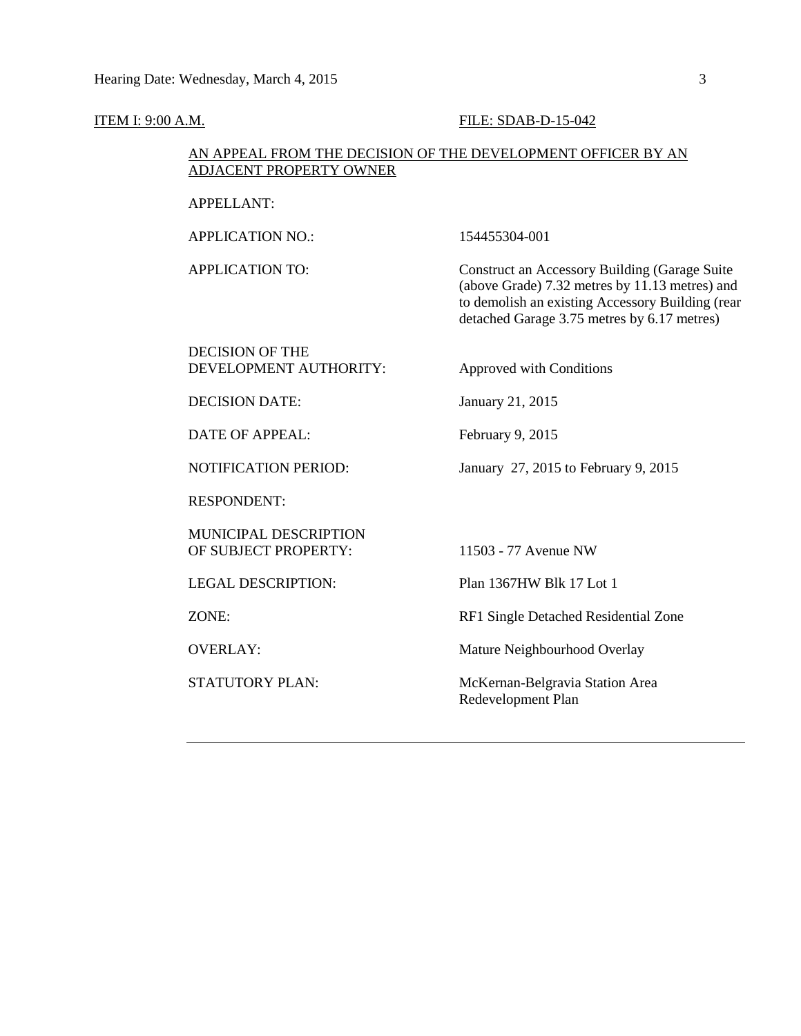ITEM I: 9:00 A.M. FILE: SDAB-D-15-042

AN APPEAL FROM THE DECISION OF THE DEVELOPMENT OFFICER BY AN ADJACENT PROPERTY OWNER

| | |
|---|---|
| APPELLANT: | |
| APPLICATION NO.: | 154455304-001 |
| APPLICATION TO: | Construct an Accessory Building (Garage Suite (above Grade) 7.32 metres by 11.13 metres) and to demolish an existing Accessory Building (rear detached Garage 3.75 metres by 6.17 metres) |
| DECISION OF THE DEVELOPMENT AUTHORITY: | Approved with Conditions |
| DECISION DATE: | January 21, 2015 |
| DATE OF APPEAL: | February 9, 2015 |
| NOTIFICATION PERIOD: | January 27, 2015 to February 9, 2015 |
| RESPONDENT: | |
| MUNICIPAL DESCRIPTION OF SUBJECT PROPERTY: | 11503 - 77 Avenue NW |
| LEGAL DESCRIPTION: | Plan 1367HW Blk 17 Lot 1 |
| ZONE: | RF1 Single Detached Residential Zone |
| OVERLAY: | Mature Neighbourhood Overlay |
| STATUTORY PLAN: | McKernan-Belgravia Station Area Redevelopment Plan |

---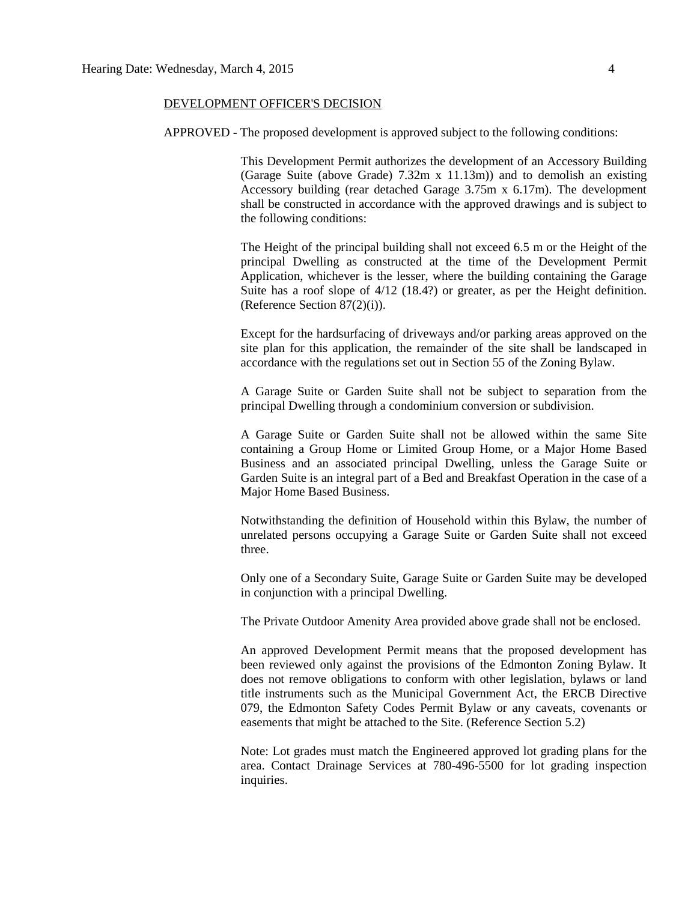DEVELOPMENT OFFICER'S DECISION

APPROVED - The proposed development is approved subject to the following conditions:

This Development Permit authorizes the development of an Accessory Building (Garage Suite (above Grade) 7.32m x 11.13m)) and to demolish an existing Accessory building (rear detached Garage 3.75m x 6.17m). The development shall be constructed in accordance with the approved drawings and is subject to the following conditions:

The Height of the principal building shall not exceed 6.5 m or the Height of the principal Dwelling as constructed at the time of the Development Permit Application, whichever is the lesser, where the building containing the Garage Suite has a roof slope of 4/12 (18.4?) or greater, as per the Height definition. (Reference Section 87(2)(i)).

Except for the hardsurfacing of driveways and/or parking areas approved on the site plan for this application, the remainder of the site shall be landscaped in accordance with the regulations set out in Section 55 of the Zoning Bylaw.

A Garage Suite or Garden Suite shall not be subject to separation from the principal Dwelling through a condominium conversion or subdivision.

A Garage Suite or Garden Suite shall not be allowed within the same Site containing a Group Home or Limited Group Home, or a Major Home Based Business and an associated principal Dwelling, unless the Garage Suite or Garden Suite is an integral part of a Bed and Breakfast Operation in the case of a Major Home Based Business.

Notwithstanding the definition of Household within this Bylaw, the number of unrelated persons occupying a Garage Suite or Garden Suite shall not exceed three.

Only one of a Secondary Suite, Garage Suite or Garden Suite may be developed in conjunction with a principal Dwelling.

The Private Outdoor Amenity Area provided above grade shall not be enclosed.

An approved Development Permit means that the proposed development has been reviewed only against the provisions of the Edmonton Zoning Bylaw. It does not remove obligations to conform with other legislation, bylaws or land title instruments such as the Municipal Government Act, the ERCB Directive 079, the Edmonton Safety Codes Permit Bylaw or any caveats, covenants or easements that might be attached to the Site. (Reference Section 5.2)

Note: Lot grades must match the Engineered approved lot grading plans for the area. Contact Drainage Services at 780-496-5500 for lot grading inspection inquiries.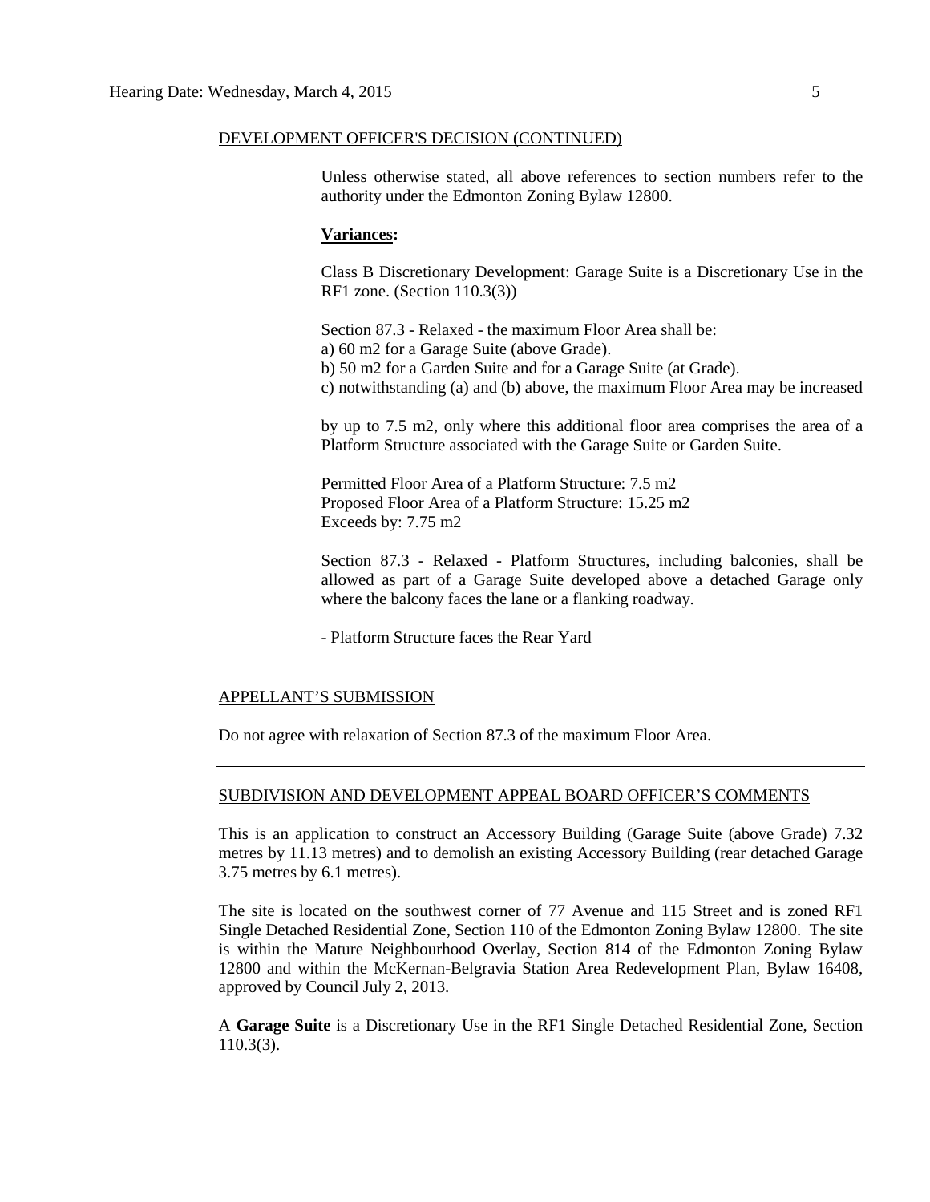DEVELOPMENT OFFICER'S DECISION (CONTINUED)

Unless otherwise stated, all above references to section numbers refer to the authority under the Edmonton Zoning Bylaw 12800.

**Variances:**

Class B Discretionary Development: Garage Suite is a Discretionary Use in the RF1 zone. (Section 110.3(3))

Section 87.3 - Relaxed - the maximum Floor Area shall be:
a) 60 m2 for a Garage Suite (above Grade).
b) 50 m2 for a Garden Suite and for a Garage Suite (at Grade).
c) notwithstanding (a) and (b) above, the maximum Floor Area may be increased

by up to 7.5 m2, only where this additional floor area comprises the area of a Platform Structure associated with the Garage Suite or Garden Suite.

Permitted Floor Area of a Platform Structure: 7.5 m2
Proposed Floor Area of a Platform Structure: 15.25 m2
Exceeds by: 7.75 m2

Section 87.3 - Relaxed - Platform Structures, including balconies, shall be allowed as part of a Garage Suite developed above a detached Garage only where the balcony faces the lane or a flanking roadway.

- Platform Structure faces the Rear Yard

---

APPELLANT'S SUBMISSION

Do not agree with relaxation of Section 87.3 of the maximum Floor Area.

---

SUBDIVISION AND DEVELOPMENT APPEAL BOARD OFFICER'S COMMENTS

This is an application to construct an Accessory Building (Garage Suite (above Grade) 7.32 metres by 11.13 metres) and to demolish an existing Accessory Building (rear detached Garage 3.75 metres by 6.1 metres).

The site is located on the southwest corner of 77 Avenue and 115 Street and is zoned RF1 Single Detached Residential Zone, Section 110 of the Edmonton Zoning Bylaw 12800. The site is within the Mature Neighbourhood Overlay, Section 814 of the Edmonton Zoning Bylaw 12800 and within the McKernan-Belgravia Station Area Redevelopment Plan, Bylaw 16408, approved by Council July 2, 2013.

A **Garage Suite** is a Discretionary Use in the RF1 Single Detached Residential Zone, Section 110.3(3).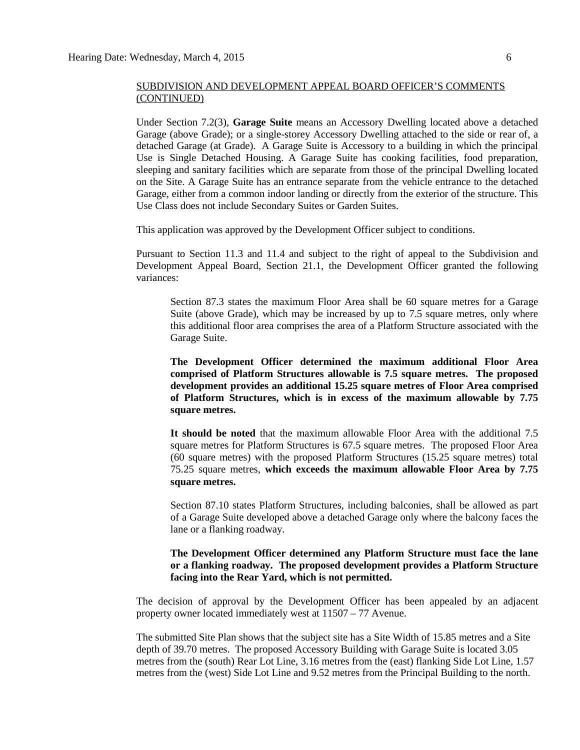SUBDIVISION AND DEVELOPMENT APPEAL BOARD OFFICER'S COMMENTS (CONTINUED)

Under Section 7.2(3), **Garage Suite** means an Accessory Dwelling located above a detached Garage (above Grade); or a single-storey Accessory Dwelling attached to the side or rear of, a detached Garage (at Grade). A Garage Suite is Accessory to a building in which the principal Use is Single Detached Housing. A Garage Suite has cooking facilities, food preparation, sleeping and sanitary facilities which are separate from those of the principal Dwelling located on the Site. A Garage Suite has an entrance separate from the vehicle entrance to the detached Garage, either from a common indoor landing or directly from the exterior of the structure. This Use Class does not include Secondary Suites or Garden Suites.

This application was approved by the Development Officer subject to conditions.

Pursuant to Section 11.3 and 11.4 and subject to the right of appeal to the Subdivision and Development Appeal Board, Section 21.1, the Development Officer granted the following variances:

> Section 87.3 states the maximum Floor Area shall be 60 square metres for a Garage Suite (above Grade), which may be increased by up to 7.5 square metres, only where this additional floor area comprises the area of a Platform Structure associated with the Garage Suite.
>
> **The Development Officer determined the maximum additional Floor Area comprised of Platform Structures allowable is 7.5 square metres. The proposed development provides an additional 15.25 square metres of Floor Area comprised of Platform Structures, which is in excess of the maximum allowable by 7.75 square metres.**
>
> **It should be noted** that the maximum allowable Floor Area with the additional 7.5 square metres for Platform Structures is 67.5 square metres. The proposed Floor Area (60 square metres) with the proposed Platform Structures (15.25 square metres) total 75.25 square metres, **which exceeds the maximum allowable Floor Area by 7.75 square metres.**
>
> Section 87.10 states Platform Structures, including balconies, shall be allowed as part of a Garage Suite developed above a detached Garage only where the balcony faces the lane or a flanking roadway.
>
> **The Development Officer determined any Platform Structure must face the lane or a flanking roadway. The proposed development provides a Platform Structure facing into the Rear Yard, which is not permitted.**

The decision of approval by the Development Officer has been appealed by an adjacent property owner located immediately west at 11507 – 77 Avenue.

The submitted Site Plan shows that the subject site has a Site Width of 15.85 metres and a Site depth of 39.70 metres. The proposed Accessory Building with Garage Suite is located 3.05 metres from the (south) Rear Lot Line, 3.16 metres from the (east) flanking Side Lot Line, 1.57 metres from the (west) Side Lot Line and 9.52 metres from the Principal Building to the north.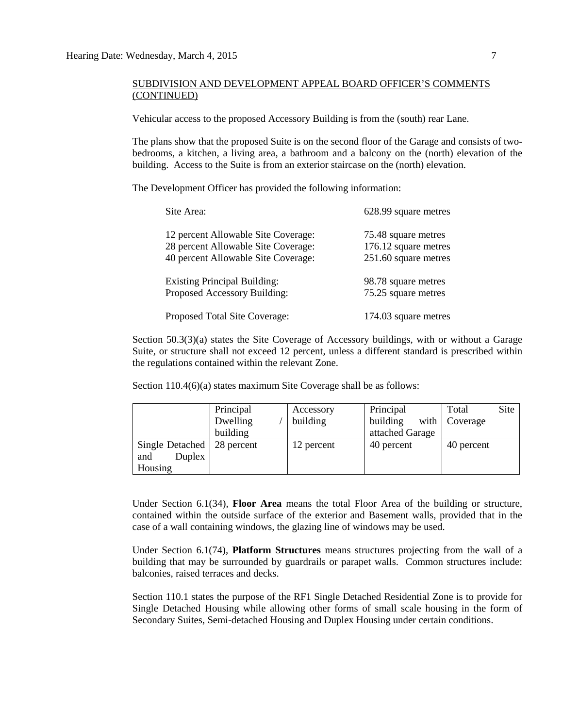SUBDIVISION AND DEVELOPMENT APPEAL BOARD OFFICER'S COMMENTS (CONTINUED)

Vehicular access to the proposed Accessory Building is from the (south) rear Lane.

The plans show that the proposed Suite is on the second floor of the Garage and consists of two-bedrooms, a kitchen, a living area, a bathroom and a balcony on the (north) elevation of the building. Access to the Suite is from an exterior staircase on the (north) elevation.

The Development Officer has provided the following information:

| | |
|---|---|
| Site Area: | 628.99 square metres |
| 12 percent Allowable Site Coverage: | 75.48 square metres |
| 28 percent Allowable Site Coverage: | 176.12 square metres |
| 40 percent Allowable Site Coverage: | 251.60 square metres |
| Existing Principal Building: | 98.78 square metres |
| Proposed Accessory Building: | 75.25 square metres |
| Proposed Total Site Coverage: | 174.03 square metres |

Section 50.3(3)(a) states the Site Coverage of Accessory buildings, with or without a Garage Suite, or structure shall not exceed 12 percent, unless a different standard is prescribed within the regulations contained within the relevant Zone.

Section 110.4(6)(a) states maximum Site Coverage shall be as follows:

| | Principal Dwelling / building | Accessory building | Principal building with attached Garage | Total Site Coverage |
|---|---|---|---|---|
| Single Detached and Duplex Housing | 28 percent | 12 percent | 40 percent | 40 percent |

Under Section 6.1(34), **Floor Area** means the total Floor Area of the building or structure, contained within the outside surface of the exterior and Basement walls, provided that in the case of a wall containing windows, the glazing line of windows may be used.

Under Section 6.1(74), **Platform Structures** means structures projecting from the wall of a building that may be surrounded by guardrails or parapet walls. Common structures include: balconies, raised terraces and decks.

Section 110.1 states the purpose of the RF1 Single Detached Residential Zone is to provide for Single Detached Housing while allowing other forms of small scale housing in the form of Secondary Suites, Semi-detached Housing and Duplex Housing under certain conditions.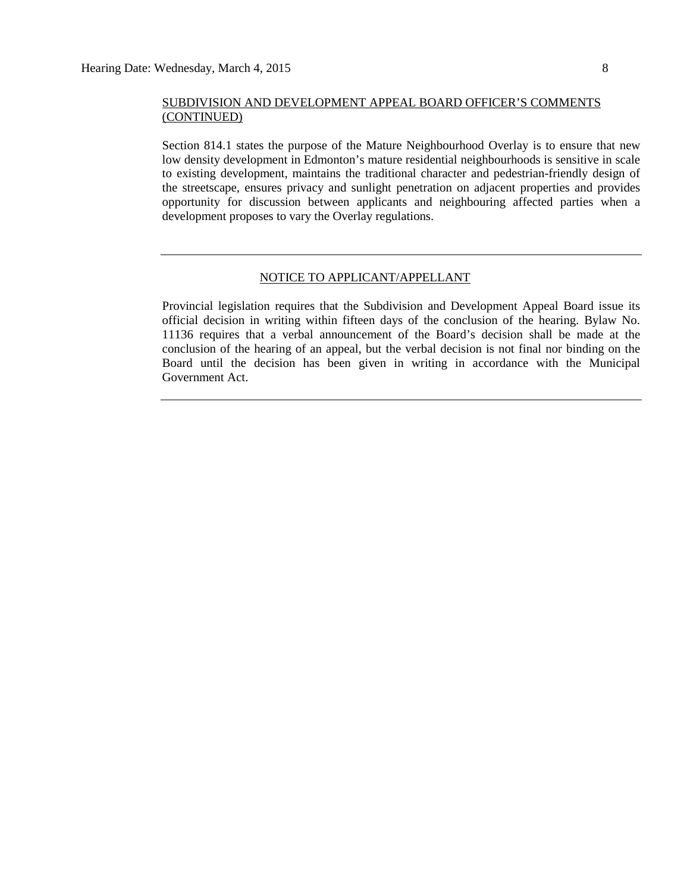## SUBDIVISION AND DEVELOPMENT APPEAL BOARD OFFICER'S COMMENTS (CONTINUED)

Section 814.1 states the purpose of the Mature Neighbourhood Overlay is to ensure that new low density development in Edmonton's mature residential neighbourhoods is sensitive in scale to existing development, maintains the traditional character and pedestrian-friendly design of the streetscape, ensures privacy and sunlight penetration on adjacent properties and provides opportunity for discussion between applicants and neighbouring affected parties when a development proposes to vary the Overlay regulations.

---

## NOTICE TO APPLICANT/APPELLANT

Provincial legislation requires that the Subdivision and Development Appeal Board issue its official decision in writing within fifteen days of the conclusion of the hearing. Bylaw No. 11136 requires that a verbal announcement of the Board's decision shall be made at the conclusion of the hearing of an appeal, but the verbal decision is not final nor binding on the Board until the decision has been given in writing in accordance with the Municipal Government Act.

---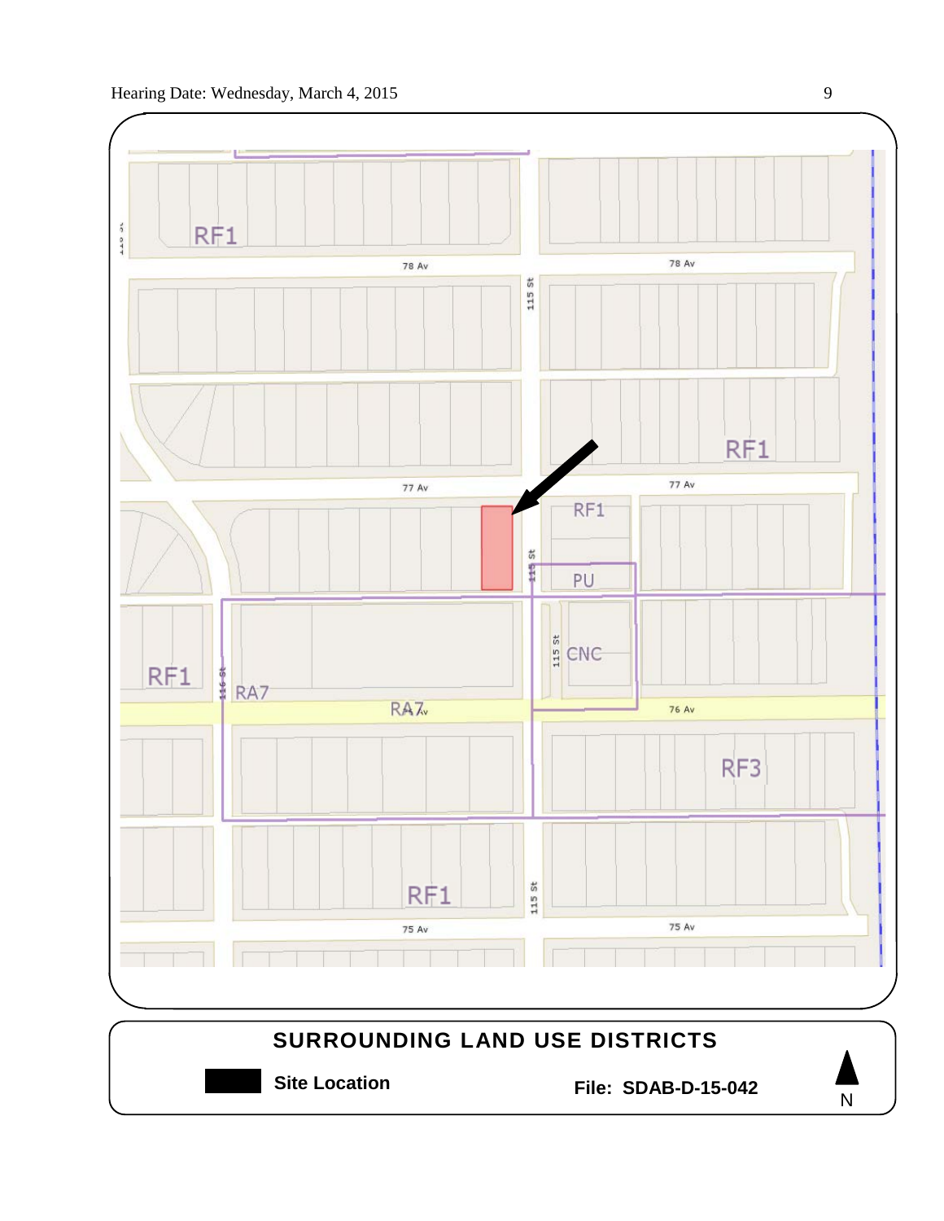RF1

78 Av

78 Av

115 St

RF1

77 Av

77 Av

RF1

115 St

PU

RF1

116 St

RA7

115 St

CNC

RA7

76 Av

RF3

RF1

115 St

75 Av

75 Av

## SURROUNDING LAND USE DISTRICTS

**Site Location**

**File: SDAB-D-15-042**

N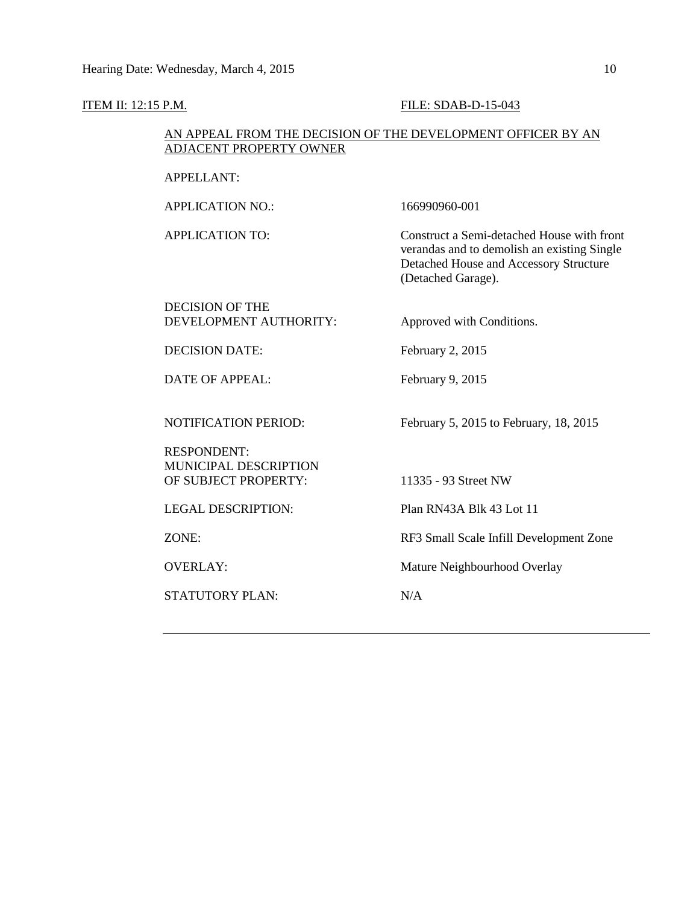ITEM II: 12:15 P.M. FILE: SDAB-D-15-043

AN APPEAL FROM THE DECISION OF THE DEVELOPMENT OFFICER BY AN ADJACENT PROPERTY OWNER

| | |
|---|---|
| APPELLANT: | |
| APPLICATION NO.: | 166990960-001 |
| APPLICATION TO: | Construct a Semi-detached House with front verandas and to demolish an existing Single Detached House and Accessory Structure (Detached Garage). |
| DECISION OF THE DEVELOPMENT AUTHORITY: | Approved with Conditions. |
| DECISION DATE: | February 2, 2015 |
| DATE OF APPEAL: | February 9, 2015 |
| NOTIFICATION PERIOD: | February 5, 2015 to February, 18, 2015 |
| RESPONDENT: | |
| MUNICIPAL DESCRIPTION OF SUBJECT PROPERTY: | 11335 - 93 Street NW |
| LEGAL DESCRIPTION: | Plan RN43A Blk 43 Lot 11 |
| ZONE: | RF3 Small Scale Infill Development Zone |
| OVERLAY: | Mature Neighbourhood Overlay |
| STATUTORY PLAN: | N/A |

---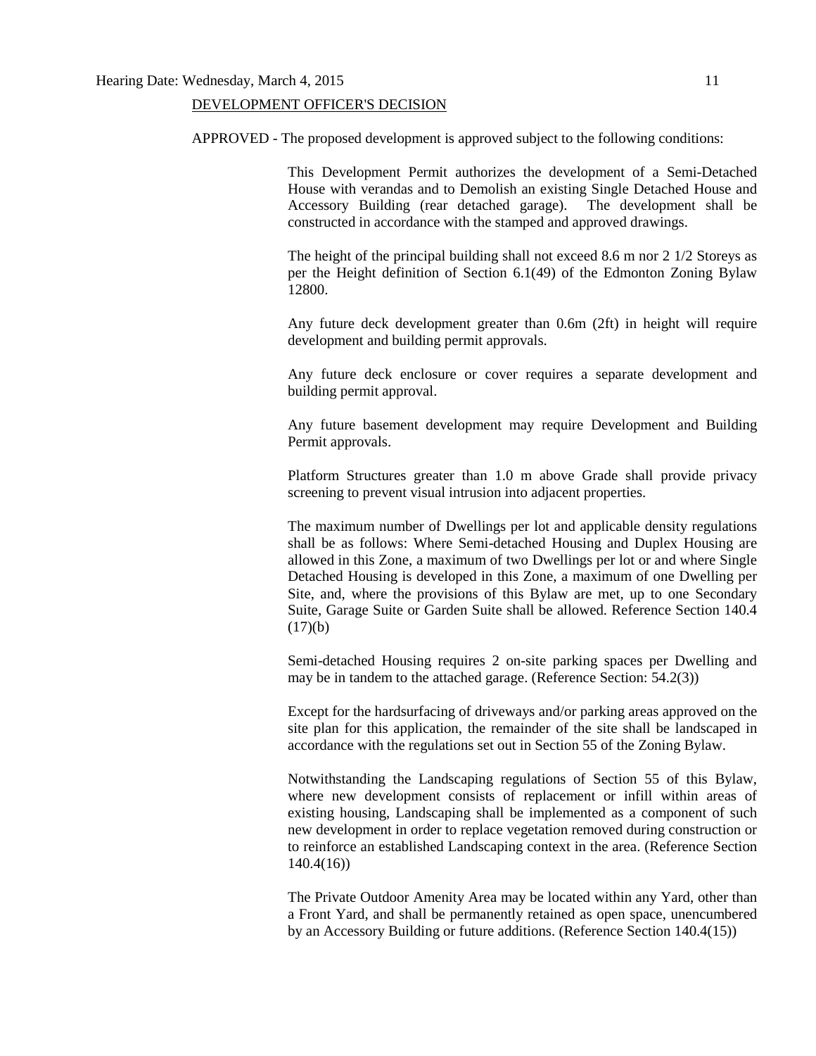<u>DEVELOPMENT OFFICER'S DECISION</u>

APPROVED - The proposed development is approved subject to the following conditions:

This Development Permit authorizes the development of a Semi-Detached House with verandas and to Demolish an existing Single Detached House and Accessory Building (rear detached garage). The development shall be constructed in accordance with the stamped and approved drawings.

The height of the principal building shall not exceed 8.6 m nor 2 1/2 Storeys as per the Height definition of Section 6.1(49) of the Edmonton Zoning Bylaw 12800.

Any future deck development greater than 0.6m (2ft) in height will require development and building permit approvals.

Any future deck enclosure or cover requires a separate development and building permit approval.

Any future basement development may require Development and Building Permit approvals.

Platform Structures greater than 1.0 m above Grade shall provide privacy screening to prevent visual intrusion into adjacent properties.

The maximum number of Dwellings per lot and applicable density regulations shall be as follows: Where Semi-detached Housing and Duplex Housing are allowed in this Zone, a maximum of two Dwellings per lot or and where Single Detached Housing is developed in this Zone, a maximum of one Dwelling per Site, and, where the provisions of this Bylaw are met, up to one Secondary Suite, Garage Suite or Garden Suite shall be allowed. Reference Section 140.4 (17)(b)

Semi-detached Housing requires 2 on-site parking spaces per Dwelling and may be in tandem to the attached garage. (Reference Section: 54.2(3))

Except for the hardsurfacing of driveways and/or parking areas approved on the site plan for this application, the remainder of the site shall be landscaped in accordance with the regulations set out in Section 55 of the Zoning Bylaw.

Notwithstanding the Landscaping regulations of Section 55 of this Bylaw, where new development consists of replacement or infill within areas of existing housing, Landscaping shall be implemented as a component of such new development in order to replace vegetation removed during construction or to reinforce an established Landscaping context in the area. (Reference Section 140.4(16))

The Private Outdoor Amenity Area may be located within any Yard, other than a Front Yard, and shall be permanently retained as open space, unencumbered by an Accessory Building or future additions. (Reference Section 140.4(15))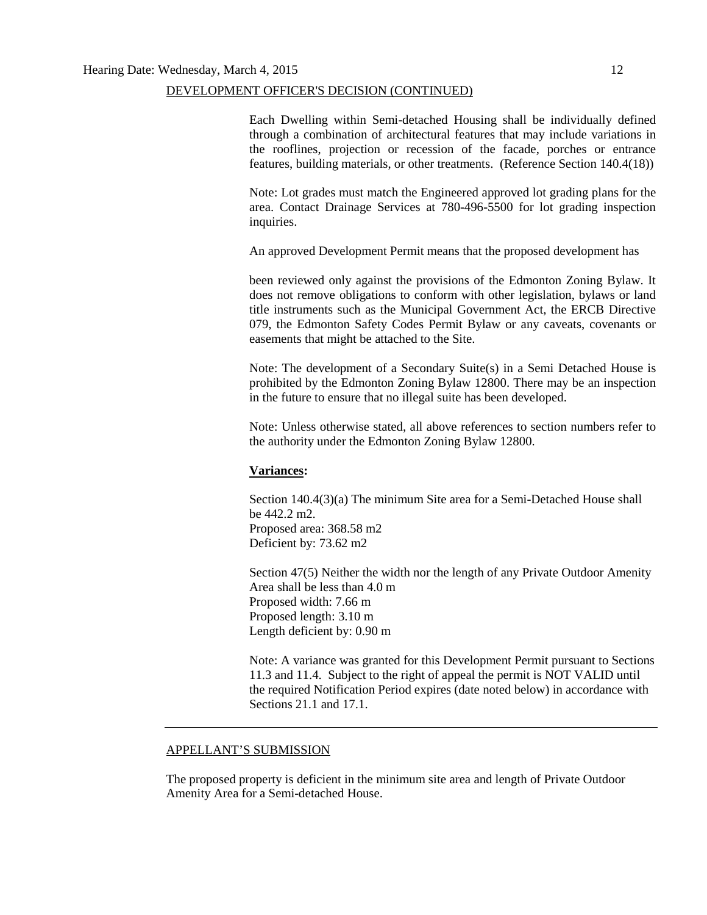DEVELOPMENT OFFICER'S DECISION (CONTINUED)

Each Dwelling within Semi-detached Housing shall be individually defined through a combination of architectural features that may include variations in the rooflines, projection or recession of the facade, porches or entrance features, building materials, or other treatments. (Reference Section 140.4(18))

Note: Lot grades must match the Engineered approved lot grading plans for the area. Contact Drainage Services at 780-496-5500 for lot grading inspection inquiries.

An approved Development Permit means that the proposed development has

been reviewed only against the provisions of the Edmonton Zoning Bylaw. It does not remove obligations to conform with other legislation, bylaws or land title instruments such as the Municipal Government Act, the ERCB Directive 079, the Edmonton Safety Codes Permit Bylaw or any caveats, covenants or easements that might be attached to the Site.

Note: The development of a Secondary Suite(s) in a Semi Detached House is prohibited by the Edmonton Zoning Bylaw 12800. There may be an inspection in the future to ensure that no illegal suite has been developed.

Note: Unless otherwise stated, all above references to section numbers refer to the authority under the Edmonton Zoning Bylaw 12800.

**Variances:**

Section 140.4(3)(a) The minimum Site area for a Semi-Detached House shall be 442.2 m2.
Proposed area: 368.58 m2
Deficient by: 73.62 m2

Section 47(5) Neither the width nor the length of any Private Outdoor Amenity Area shall be less than 4.0 m
Proposed width: 7.66 m
Proposed length: 3.10 m
Length deficient by: 0.90 m

Note: A variance was granted for this Development Permit pursuant to Sections 11.3 and 11.4. Subject to the right of appeal the permit is NOT VALID until the required Notification Period expires (date noted below) in accordance with Sections 21.1 and 17.1.

---

APPELLANT'S SUBMISSION

The proposed property is deficient in the minimum site area and length of Private Outdoor Amenity Area for a Semi-detached House.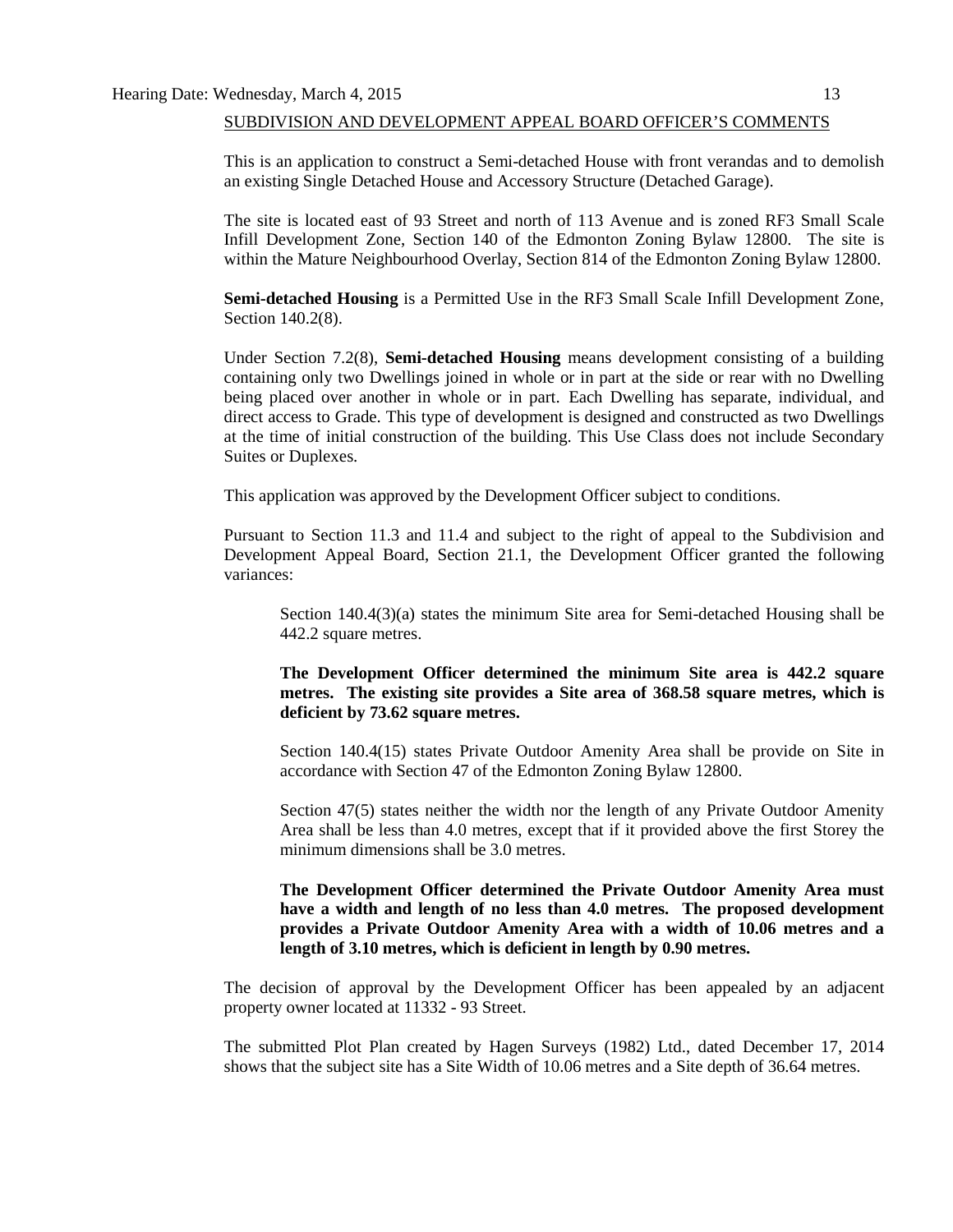SUBDIVISION AND DEVELOPMENT APPEAL BOARD OFFICER'S COMMENTS

This is an application to construct a Semi-detached House with front verandas and to demolish an existing Single Detached House and Accessory Structure (Detached Garage).

The site is located east of 93 Street and north of 113 Avenue and is zoned RF3 Small Scale Infill Development Zone, Section 140 of the Edmonton Zoning Bylaw 12800. The site is within the Mature Neighbourhood Overlay, Section 814 of the Edmonton Zoning Bylaw 12800.

**Semi-detached Housing** is a Permitted Use in the RF3 Small Scale Infill Development Zone, Section 140.2(8).

Under Section 7.2(8), **Semi-detached Housing** means development consisting of a building containing only two Dwellings joined in whole or in part at the side or rear with no Dwelling being placed over another in whole or in part. Each Dwelling has separate, individual, and direct access to Grade. This type of development is designed and constructed as two Dwellings at the time of initial construction of the building. This Use Class does not include Secondary Suites or Duplexes.

This application was approved by the Development Officer subject to conditions.

Pursuant to Section 11.3 and 11.4 and subject to the right of appeal to the Subdivision and Development Appeal Board, Section 21.1, the Development Officer granted the following variances:

> Section 140.4(3)(a) states the minimum Site area for Semi-detached Housing shall be 442.2 square metres.
>
> **The Development Officer determined the minimum Site area is 442.2 square metres. The existing site provides a Site area of 368.58 square metres, which is deficient by 73.62 square metres.**
>
> Section 140.4(15) states Private Outdoor Amenity Area shall be provide on Site in accordance with Section 47 of the Edmonton Zoning Bylaw 12800.
>
> Section 47(5) states neither the width nor the length of any Private Outdoor Amenity Area shall be less than 4.0 metres, except that if it provided above the first Storey the minimum dimensions shall be 3.0 metres.
>
> **The Development Officer determined the Private Outdoor Amenity Area must have a width and length of no less than 4.0 metres. The proposed development provides a Private Outdoor Amenity Area with a width of 10.06 metres and a length of 3.10 metres, which is deficient in length by 0.90 metres.**

The decision of approval by the Development Officer has been appealed by an adjacent property owner located at 11332 - 93 Street.

The submitted Plot Plan created by Hagen Surveys (1982) Ltd., dated December 17, 2014 shows that the subject site has a Site Width of 10.06 metres and a Site depth of 36.64 metres.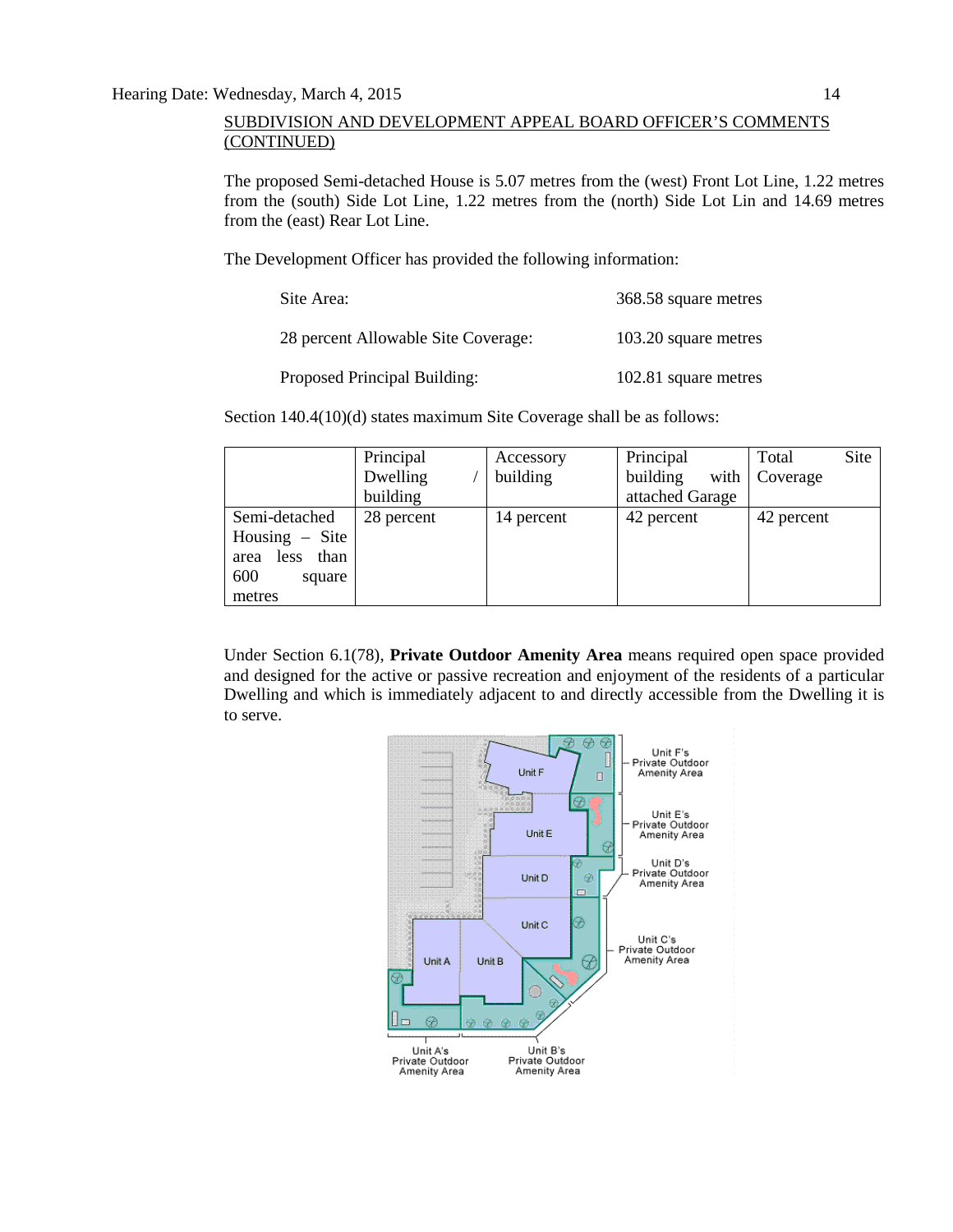SUBDIVISION AND DEVELOPMENT APPEAL BOARD OFFICER'S COMMENTS (CONTINUED)

The proposed Semi-detached House is 5.07 metres from the (west) Front Lot Line, 1.22 metres from the (south) Side Lot Line, 1.22 metres from the (north) Side Lot Lin and 14.69 metres from the (east) Rear Lot Line.

The Development Officer has provided the following information:

| | |
|---|---|
| Site Area: | 368.58 square metres |
| 28 percent Allowable Site Coverage: | 103.20 square metres |
| Proposed Principal Building: | 102.81 square metres |

Section 140.4(10)(d) states maximum Site Coverage shall be as follows:

| | Principal Dwelling / building | Accessory building | Principal building with attached Garage | Total Site Coverage |
|---|---|---|---|---|
| Semi-detached Housing – Site area less than 600 square metres | 28 percent | 14 percent | 42 percent | 42 percent |

Under Section 6.1(78), **Private Outdoor Amenity Area** means required open space provided and designed for the active or passive recreation and enjoyment of the residents of a particular Dwelling and which is immediately adjacent to and directly accessible from the Dwelling it is to serve.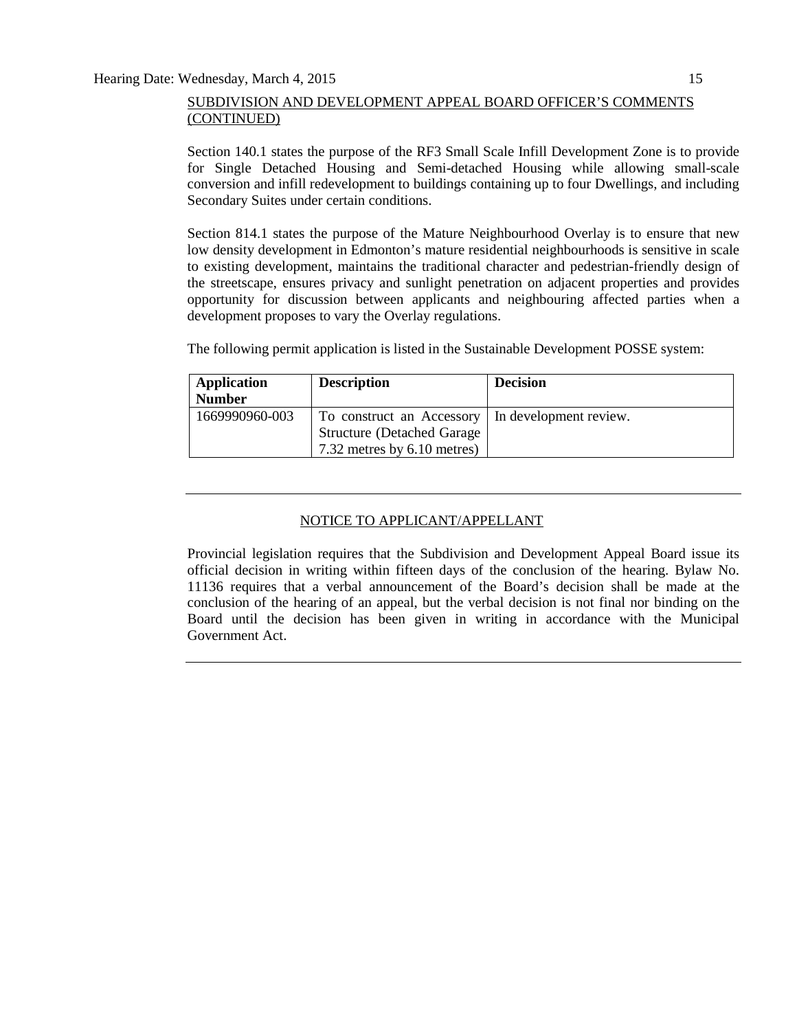SUBDIVISION AND DEVELOPMENT APPEAL BOARD OFFICER'S COMMENTS (CONTINUED)

Section 140.1 states the purpose of the RF3 Small Scale Infill Development Zone is to provide for Single Detached Housing and Semi-detached Housing while allowing small-scale conversion and infill redevelopment to buildings containing up to four Dwellings, and including Secondary Suites under certain conditions.

Section 814.1 states the purpose of the Mature Neighbourhood Overlay is to ensure that new low density development in Edmonton's mature residential neighbourhoods is sensitive in scale to existing development, maintains the traditional character and pedestrian-friendly design of the streetscape, ensures privacy and sunlight penetration on adjacent properties and provides opportunity for discussion between applicants and neighbouring affected parties when a development proposes to vary the Overlay regulations.

The following permit application is listed in the Sustainable Development POSSE system:

| **Application Number** | **Description** | **Decision** |
|---|---|---|
| 1669990960-003 | To construct an Accessory Structure (Detached Garage 7.32 metres by 6.10 metres) | In development review. |

---

NOTICE TO APPLICANT/APPELLANT

Provincial legislation requires that the Subdivision and Development Appeal Board issue its official decision in writing within fifteen days of the conclusion of the hearing. Bylaw No. 11136 requires that a verbal announcement of the Board's decision shall be made at the conclusion of the hearing of an appeal, but the verbal decision is not final nor binding on the Board until the decision has been given in writing in accordance with the Municipal Government Act.

---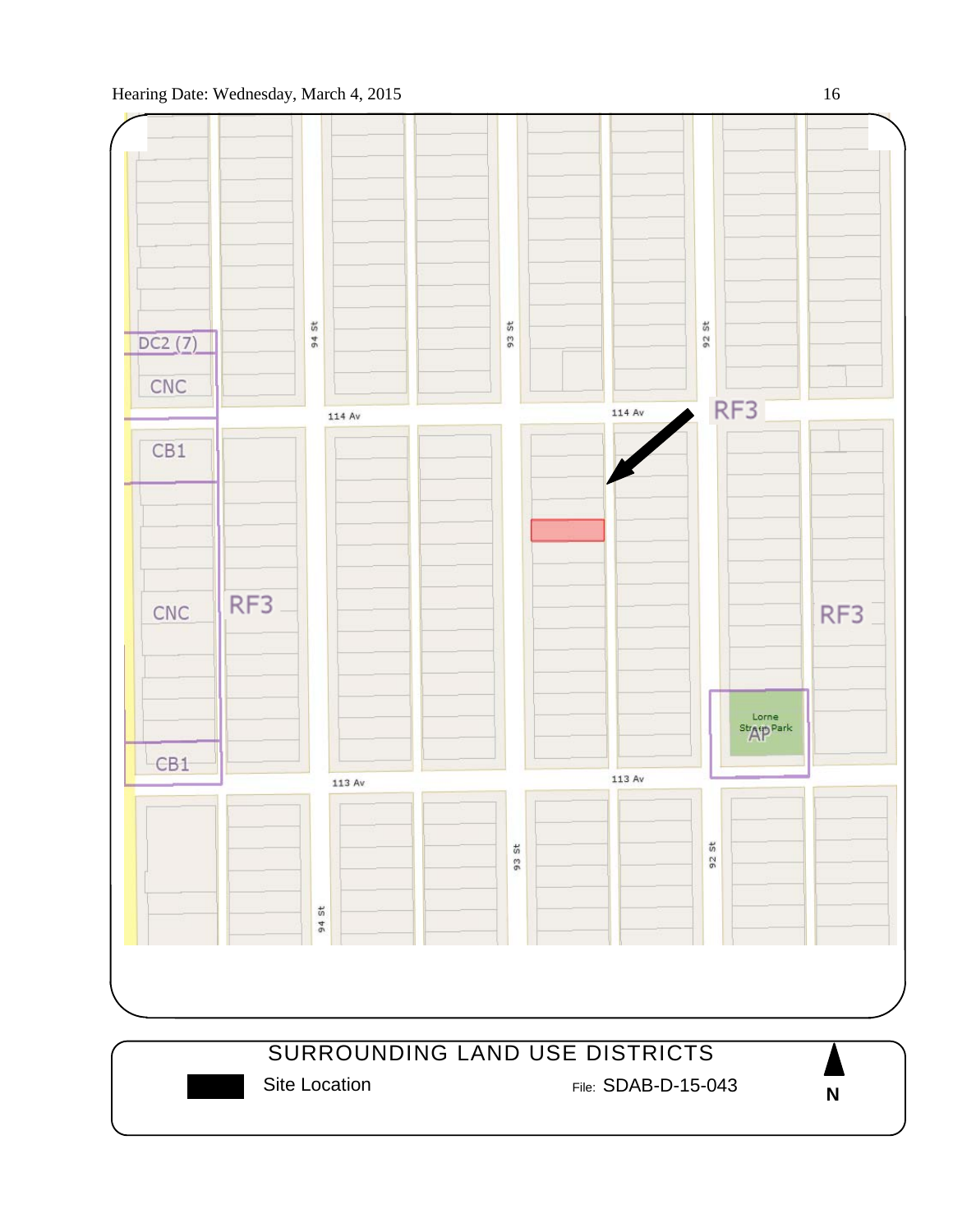DC2 (7)

CNC

CB1

CNC

RF3

CB1

94 St

93 St

92 St

114 Av

114 Av

RF3

RF3

Lorne Street Park

AP

113 Av

113 Av

93 St

92 St

94 St

SURROUNDING LAND USE DISTRICTS

Site Location

File: SDAB-D-15-043

N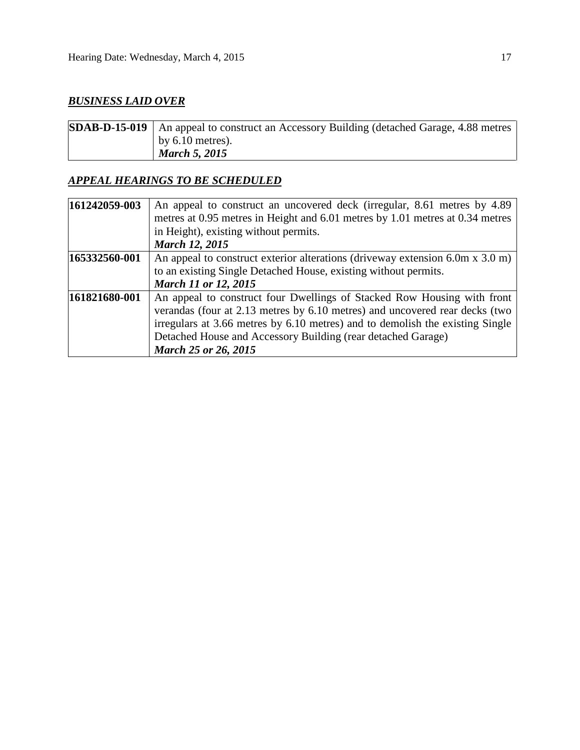***BUSINESS LAID OVER***

| | |
|---|---|
| **SDAB-D-15-019** | An appeal to construct an Accessory Building (detached Garage, 4.88 metres by 6.10 metres).<br>***March 5, 2015*** |

***APPEAL HEARINGS TO BE SCHEDULED***

| | |
|---|---|
| **161242059-003** | An appeal to construct an uncovered deck (irregular, 8.61 metres by 4.89 metres at 0.95 metres in Height and 6.01 metres by 1.01 metres at 0.34 metres in Height), existing without permits.<br>***March 12, 2015*** |
| **165332560-001** | An appeal to construct exterior alterations (driveway extension 6.0m x 3.0 m) to an existing Single Detached House, existing without permits.<br>***March 11 or 12, 2015*** |
| **161821680-001** | An appeal to construct four Dwellings of Stacked Row Housing with front verandas (four at 2.13 metres by 6.10 metres) and uncovered rear decks (two irregulars at 3.66 metres by 6.10 metres) and to demolish the existing Single Detached House and Accessory Building (rear detached Garage)<br>***March 25 or 26, 2015*** |